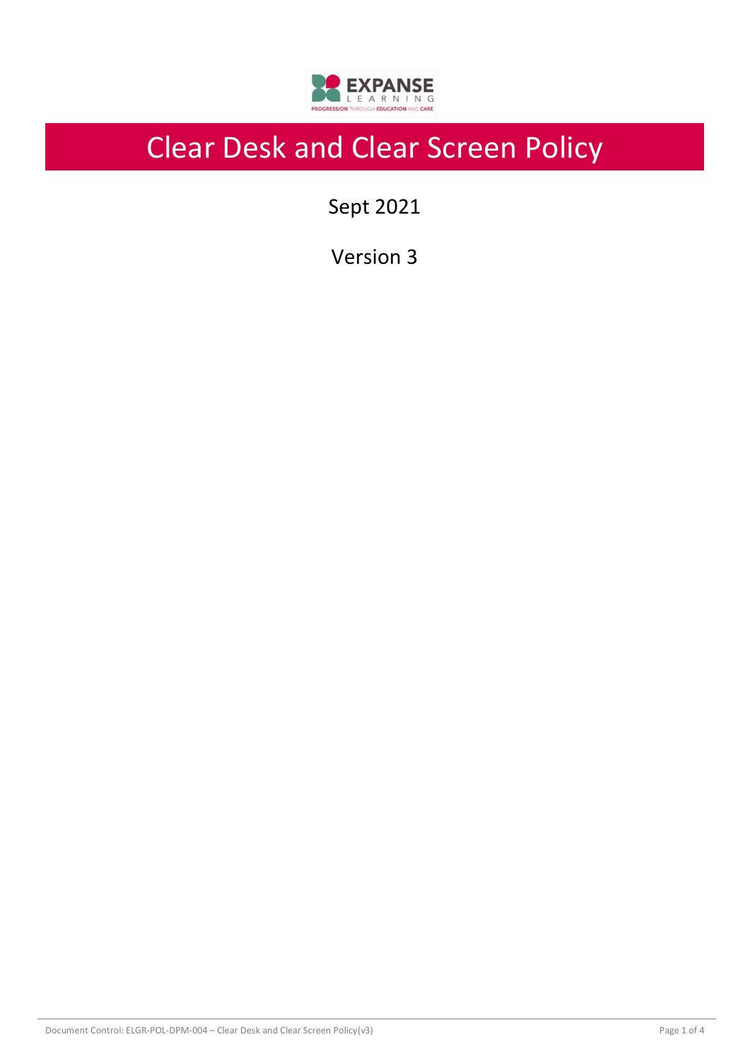# Clear Desk and Clear Screen Policy

Sept 2021

Version 3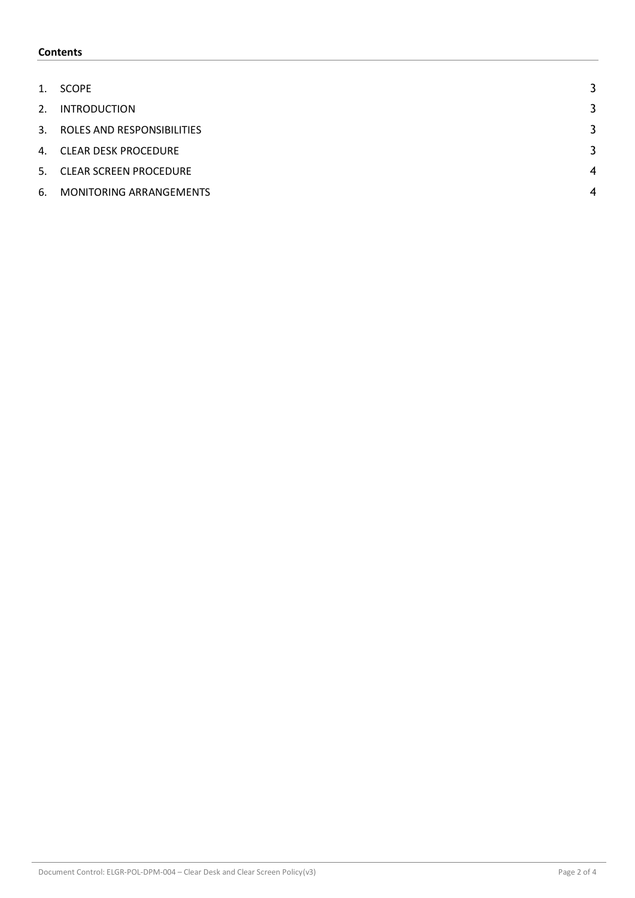**Contents**

| | | |
|---|---|---|
| 1. | SCOPE | 3 |
| 2. | INTRODUCTION | 3 |
| 3. | ROLES AND RESPONSIBILITIES | 3 |
| 4. | CLEAR DESK PROCEDURE | 3 |
| 5. | CLEAR SCREEN PROCEDURE | 4 |
| 6. | MONITORING ARRANGEMENTS | 4 |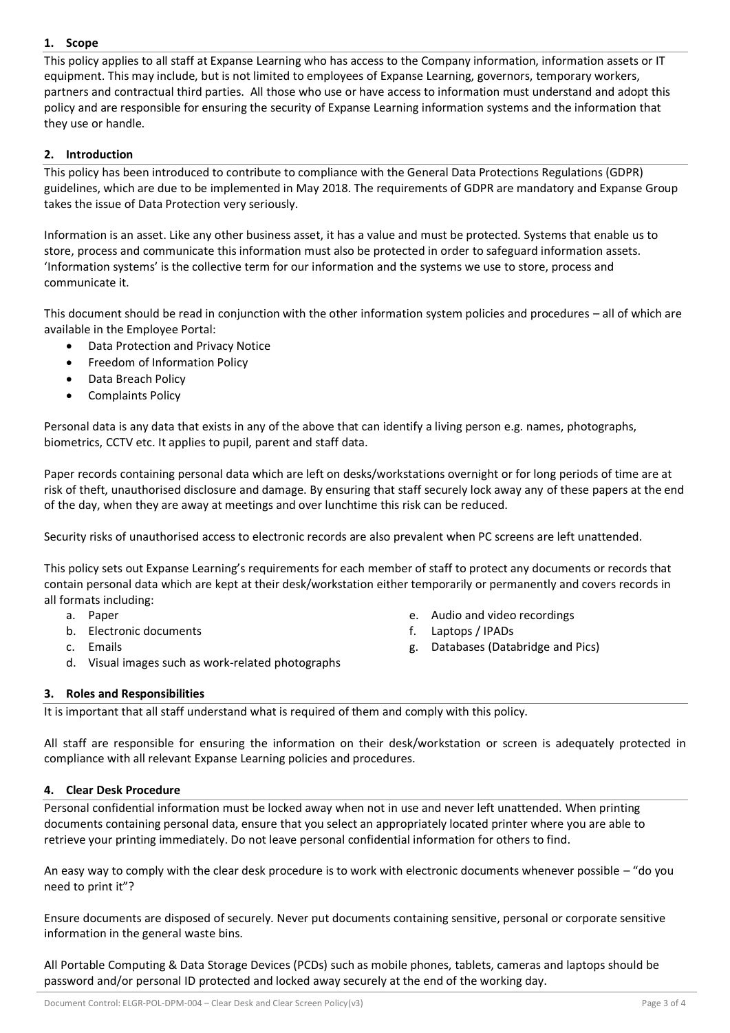**1. Scope**

This policy applies to all staff at Expanse Learning who has access to the Company information, information assets or IT equipment. This may include, but is not limited to employees of Expanse Learning, governors, temporary workers, partners and contractual third parties. All those who use or have access to information must understand and adopt this policy and are responsible for ensuring the security of Expanse Learning information systems and the information that they use or handle.

**2. Introduction**

This policy has been introduced to contribute to compliance with the General Data Protections Regulations (GDPR) guidelines, which are due to be implemented in May 2018. The requirements of GDPR are mandatory and Expanse Group takes the issue of Data Protection very seriously.

Information is an asset. Like any other business asset, it has a value and must be protected. Systems that enable us to store, process and communicate this information must also be protected in order to safeguard information assets. 'Information systems' is the collective term for our information and the systems we use to store, process and communicate it.

This document should be read in conjunction with the other information system policies and procedures – all of which are available in the Employee Portal:

- Data Protection and Privacy Notice
- Freedom of Information Policy
- Data Breach Policy
- Complaints Policy

Personal data is any data that exists in any of the above that can identify a living person e.g. names, photographs, biometrics, CCTV etc. It applies to pupil, parent and staff data.

Paper records containing personal data which are left on desks/workstations overnight or for long periods of time are at risk of theft, unauthorised disclosure and damage. By ensuring that staff securely lock away any of these papers at the end of the day, when they are away at meetings and over lunchtime this risk can be reduced.

Security risks of unauthorised access to electronic records are also prevalent when PC screens are left unattended.

This policy sets out Expanse Learning's requirements for each member of staff to protect any documents or records that contain personal data which are kept at their desk/workstation either temporarily or permanently and covers records in all formats including:

a. Paper
b. Electronic documents
c. Emails
d. Visual images such as work-related photographs
e. Audio and video recordings
f. Laptops / IPADs
g. Databases (Databridge and Pics)

**3. Roles and Responsibilities**

It is important that all staff understand what is required of them and comply with this policy.

All staff are responsible for ensuring the information on their desk/workstation or screen is adequately protected in compliance with all relevant Expanse Learning policies and procedures.

**4. Clear Desk Procedure**

Personal confidential information must be locked away when not in use and never left unattended. When printing documents containing personal data, ensure that you select an appropriately located printer where you are able to retrieve your printing immediately. Do not leave personal confidential information for others to find.

An easy way to comply with the clear desk procedure is to work with electronic documents whenever possible – "do you need to print it"?

Ensure documents are disposed of securely. Never put documents containing sensitive, personal or corporate sensitive information in the general waste bins.

All Portable Computing & Data Storage Devices (PCDs) such as mobile phones, tablets, cameras and laptops should be password and/or personal ID protected and locked away securely at the end of the working day.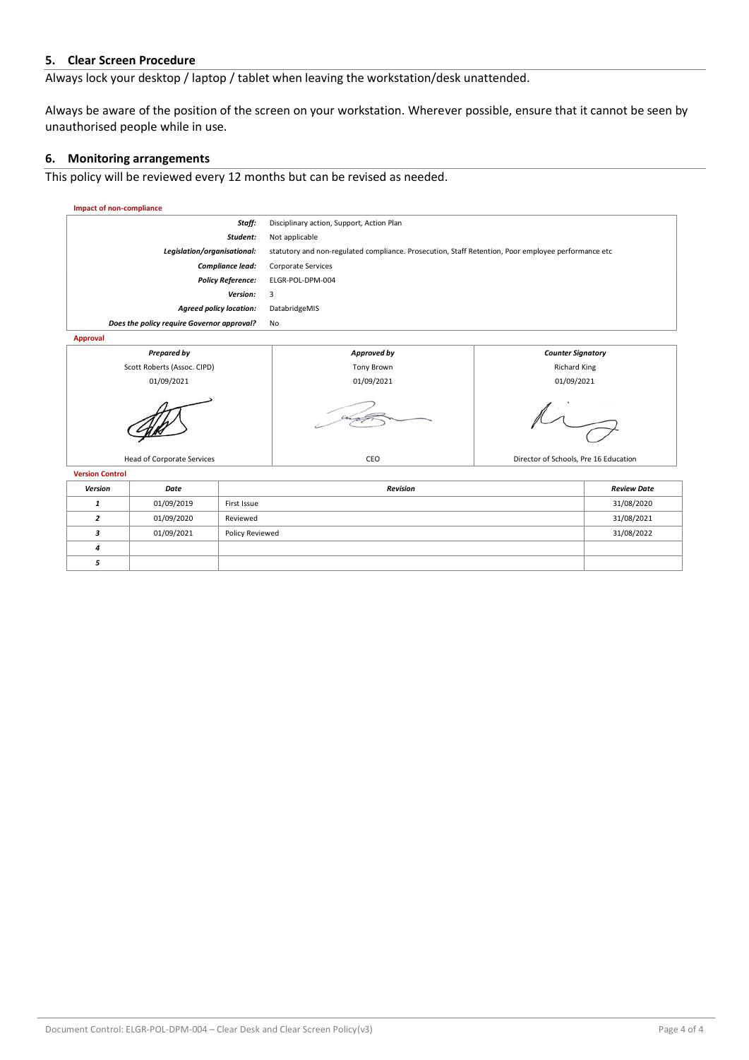## 5. Clear Screen Procedure

Always lock your desktop / laptop / tablet when leaving the workstation/desk unattended.

Always be aware of the position of the screen on your workstation. Wherever possible, ensure that it cannot be seen by unauthorised people while in use.

## 6. Monitoring arrangements

This policy will be reviewed every 12 months but can be revised as needed.

**Impact of non-compliance**

| | |
|---|---|
| ***Staff:*** | Disciplinary action, Support, Action Plan |
| ***Student:*** | Not applicable |
| ***Legislation/organisational:*** | statutory and non-regulated compliance. Prosecution, Staff Retention, Poor employee performance etc |
| ***Compliance lead:*** | Corporate Services |
| ***Policy Reference:*** | ELGR-POL-DPM-004 |
| ***Version:*** | 3 |
| ***Agreed policy location:*** | DatabridgeMIS |
| ***Does the policy require Governor approval?*** | No |

**Approval**

| ***Prepared by*** | ***Approved by*** | ***Counter Signatory*** |
|---|---|---|
| Scott Roberts (Assoc. CIPD) | Tony Brown | Richard King |
| 01/09/2021 | 01/09/2021 | 01/09/2021 |
| | | |
| Head of Corporate Services | CEO | Director of Schools, Pre 16 Education |

**Version Control**

| ***Version*** | ***Date*** | ***Revision*** | ***Review Date*** |
|---|---|---|---|
| *1* | 01/09/2019 | First Issue | 31/08/2020 |
| *2* | 01/09/2020 | Reviewed | 31/08/2021 |
| *3* | 01/09/2021 | Policy Reviewed | 31/08/2022 |
| *4* | | | |
| *5* | | | |